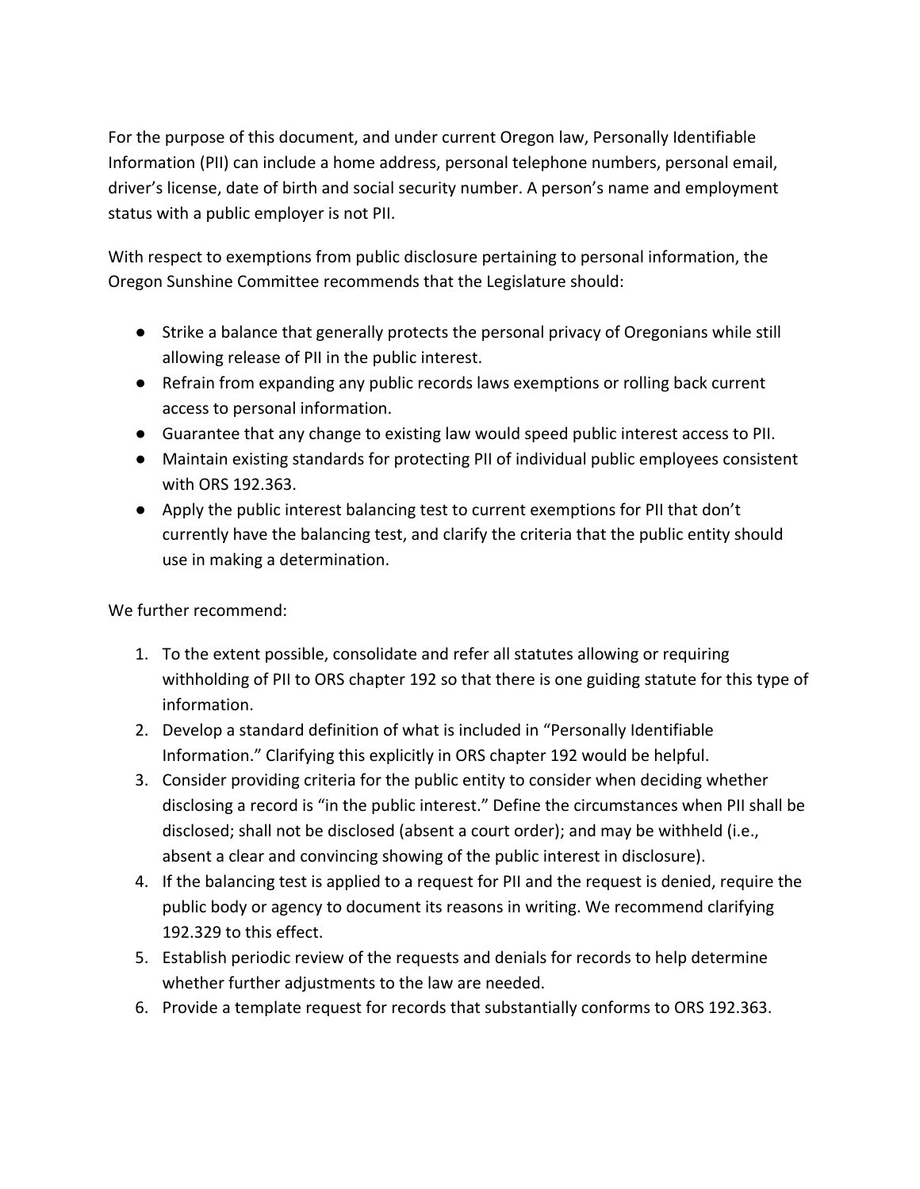For the purpose of this document, and under current Oregon law, Personally Identifiable Information (PII) can include a home address, personal telephone numbers, personal email, driver's license, date of birth and social security number. A person's name and employment status with a public employer is not PII.

With respect to exemptions from public disclosure pertaining to personal information, the Oregon Sunshine Committee recommends that the Legislature should:

- Strike a balance that generally protects the personal privacy of Oregonians while still allowing release of PII in the public interest.
- Refrain from expanding any public records laws exemptions or rolling back current access to personal information.
- Guarantee that any change to existing law would speed public interest access to PII.
- Maintain existing standards for protecting PII of individual public employees consistent with ORS 192.363.
- Apply the public interest balancing test to current exemptions for PII that don't currently have the balancing test, and clarify the criteria that the public entity should use in making a determination.

We further recommend:

1. To the extent possible, consolidate and refer all statutes allowing or requiring withholding of PII to ORS chapter 192 so that there is one guiding statute for this type of information.
2. Develop a standard definition of what is included in "Personally Identifiable Information." Clarifying this explicitly in ORS chapter 192 would be helpful.
3. Consider providing criteria for the public entity to consider when deciding whether disclosing a record is "in the public interest." Define the circumstances when PII shall be disclosed; shall not be disclosed (absent a court order); and may be withheld (i.e., absent a clear and convincing showing of the public interest in disclosure).
4. If the balancing test is applied to a request for PII and the request is denied, require the public body or agency to document its reasons in writing. We recommend clarifying 192.329 to this effect.
5. Establish periodic review of the requests and denials for records to help determine whether further adjustments to the law are needed.
6. Provide a template request for records that substantially conforms to ORS 192.363.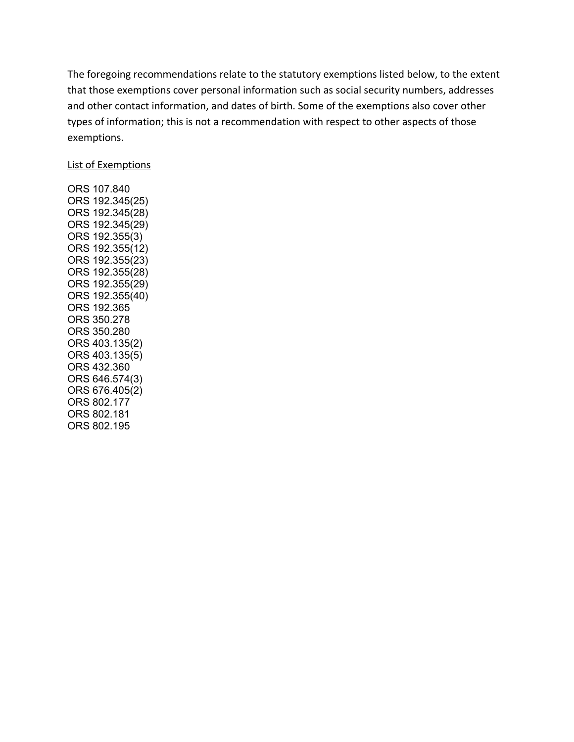The foregoing recommendations relate to the statutory exemptions listed below, to the extent that those exemptions cover personal information such as social security numbers, addresses and other contact information, and dates of birth. Some of the exemptions also cover other types of information; this is not a recommendation with respect to other aspects of those exemptions.

<u>List of Exemptions</u>

ORS 107.840
ORS 192.345(25)
ORS 192.345(28)
ORS 192.345(29)
ORS 192.355(3)
ORS 192.355(12)
ORS 192.355(23)
ORS 192.355(28)
ORS 192.355(29)
ORS 192.355(40)
ORS 192.365
ORS 350.278
ORS 350.280
ORS 403.135(2)
ORS 403.135(5)
ORS 432.360
ORS 646.574(3)
ORS 676.405(2)
ORS 802.177
ORS 802.181
ORS 802.195